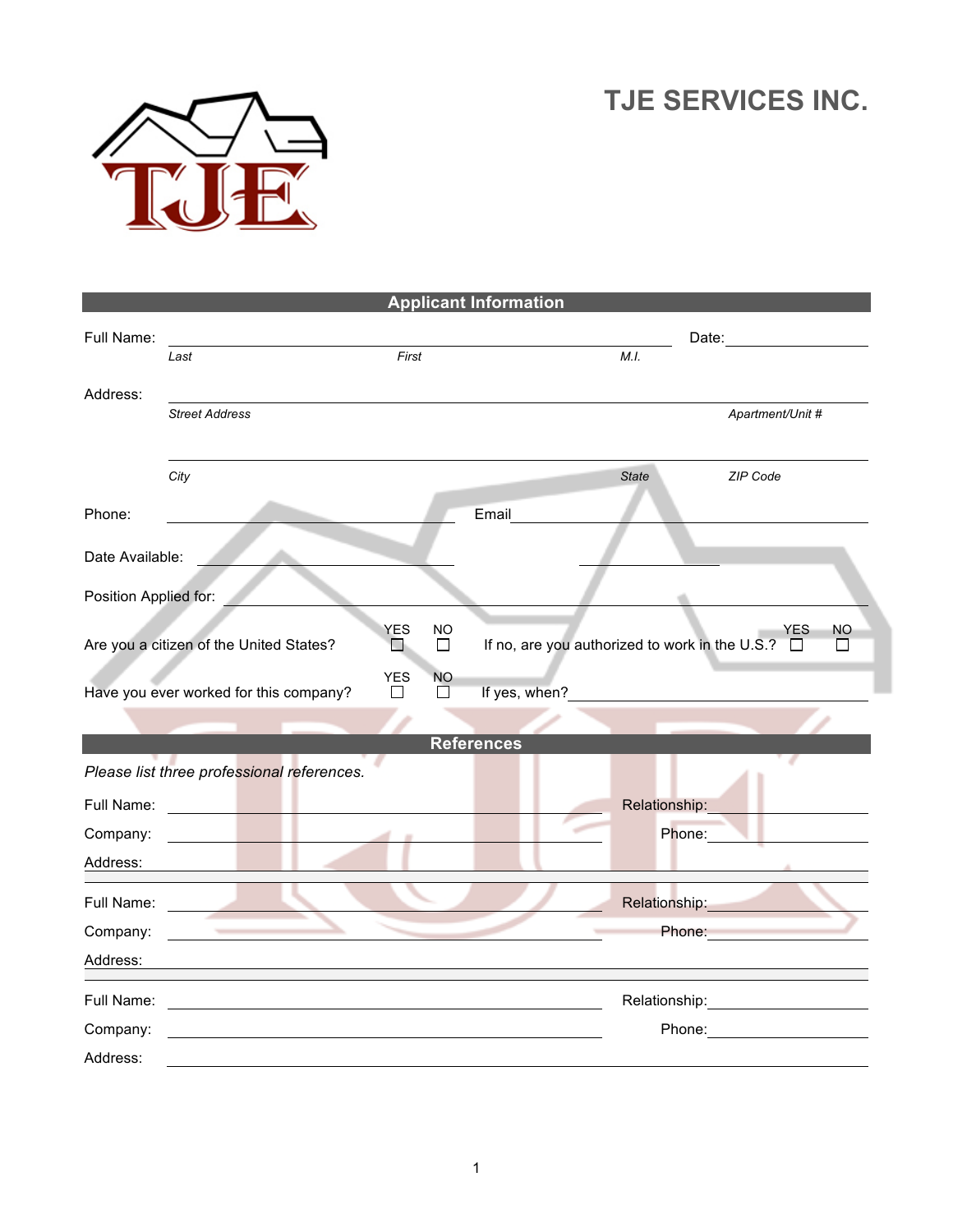# TJE SERVICES INC.

## Applicant Information

Full Name: ______________________________________________ Date: ______________

*Last* *First* *M.I.*

Address: ______________________________________________________________

*Street Address* *Apartment/Unit #*

______________________________________________________________

*City* *State* *ZIP Code*

Phone: ____________________ Email ____________________________

Date Available: ____________________ ____________________

Position Applied for: ______________________________________________

Are you a citizen of the United States? YES ☐ NO ☐ If no, are you authorized to work in the U.S.? YES ☐ NO ☐

Have you ever worked for this company? YES ☐ NO ☐ If yes, when? ____________________

## References

*Please list three professional references.*

Full Name: ______________________________ Relationship: ______________

Company: ______________________________ Phone: ______________

Address: ______________________________________________________________

Full Name: ______________________________ Relationship: ______________

Company: ______________________________ Phone: ______________

Address: ______________________________________________________________

Full Name: ______________________________ Relationship: ______________

Company: ______________________________ Phone: ______________

Address: ______________________________________________________________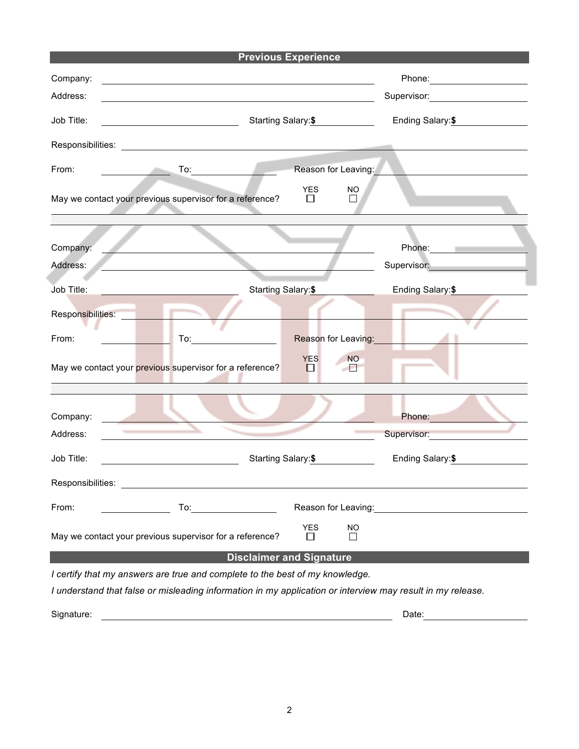## Previous Experience

Company: \_\_\_\_\_\_\_\_\_\_\_\_\_\_\_\_\_\_\_\_\_\_\_\_\_\_\_\_\_\_\_\_\_\_\_\_\_\_\_\_ Phone: \_\_\_\_\_\_\_\_\_\_\_\_\_\_\_\_\_

Address: \_\_\_\_\_\_\_\_\_\_\_\_\_\_\_\_\_\_\_\_\_\_\_\_\_\_\_\_\_\_\_\_\_\_\_\_\_\_\_\_ Supervisor: \_\_\_\_\_\_\_\_\_\_\_\_\_\_\_\_\_

Job Title: \_\_\_\_\_\_\_\_\_\_\_\_\_\_\_\_\_\_\_\_ Starting Salary:**$** \_\_\_\_\_\_\_\_\_\_ Ending Salary:**$** \_\_\_\_\_\_\_\_\_\_\_\_

Responsibilities: \_\_\_\_\_\_\_\_\_\_\_\_\_\_\_\_\_\_\_\_\_\_\_\_\_\_\_\_\_\_\_\_\_\_\_\_\_\_\_\_\_\_\_\_\_\_\_\_\_\_\_\_\_\_\_\_\_\_

From: \_\_\_\_\_\_\_\_\_\_ To: \_\_\_\_\_\_\_\_\_\_\_\_ Reason for Leaving: \_\_\_\_\_\_\_\_\_\_\_\_\_\_\_\_\_\_\_\_\_\_\_\_\_\_

May we contact your previous supervisor for a reference? YES ☐ NO ☐

---

Company: \_\_\_\_\_\_\_\_\_\_\_\_\_\_\_\_\_\_\_\_\_\_\_\_\_\_\_\_\_\_\_\_\_\_\_\_\_\_\_\_ Phone: \_\_\_\_\_\_\_\_\_\_\_\_\_\_\_\_\_

Address: \_\_\_\_\_\_\_\_\_\_\_\_\_\_\_\_\_\_\_\_\_\_\_\_\_\_\_\_\_\_\_\_\_\_\_\_\_\_\_\_ Supervisor: \_\_\_\_\_\_\_\_\_\_\_\_\_\_\_\_\_

Job Title: \_\_\_\_\_\_\_\_\_\_\_\_\_\_\_\_\_\_\_\_ Starting Salary:**$** \_\_\_\_\_\_\_\_\_\_ Ending Salary:**$** \_\_\_\_\_\_\_\_\_\_\_\_

Responsibilities: \_\_\_\_\_\_\_\_\_\_\_\_\_\_\_\_\_\_\_\_\_\_\_\_\_\_\_\_\_\_\_\_\_\_\_\_\_\_\_\_\_\_\_\_\_\_\_\_\_\_\_\_\_\_\_\_\_\_

From: \_\_\_\_\_\_\_\_\_\_ To: \_\_\_\_\_\_\_\_\_\_\_\_ Reason for Leaving: \_\_\_\_\_\_\_\_\_\_\_\_\_\_\_\_\_\_\_\_\_\_\_\_\_\_

May we contact your previous supervisor for a reference? YES ☐ NO ☐

---

Company: \_\_\_\_\_\_\_\_\_\_\_\_\_\_\_\_\_\_\_\_\_\_\_\_\_\_\_\_\_\_\_\_\_\_\_\_\_\_\_\_ Phone: \_\_\_\_\_\_\_\_\_\_\_\_\_\_\_\_\_

Address: \_\_\_\_\_\_\_\_\_\_\_\_\_\_\_\_\_\_\_\_\_\_\_\_\_\_\_\_\_\_\_\_\_\_\_\_\_\_\_\_ Supervisor: \_\_\_\_\_\_\_\_\_\_\_\_\_\_\_\_\_

Job Title: \_\_\_\_\_\_\_\_\_\_\_\_\_\_\_\_\_\_\_\_ Starting Salary:**$** \_\_\_\_\_\_\_\_\_\_ Ending Salary:**$** \_\_\_\_\_\_\_\_\_\_\_\_

Responsibilities: \_\_\_\_\_\_\_\_\_\_\_\_\_\_\_\_\_\_\_\_\_\_\_\_\_\_\_\_\_\_\_\_\_\_\_\_\_\_\_\_\_\_\_\_\_\_\_\_\_\_\_\_\_\_\_\_\_\_

From: \_\_\_\_\_\_\_\_\_\_ To: \_\_\_\_\_\_\_\_\_\_\_\_ Reason for Leaving: \_\_\_\_\_\_\_\_\_\_\_\_\_\_\_\_\_\_\_\_\_\_\_\_\_\_

May we contact your previous supervisor for a reference? YES ☐ NO ☐

## Disclaimer and Signature

*I certify that my answers are true and complete to the best of my knowledge.*

*I understand that false or misleading information in my application or interview may result in my release.*

Signature: \_\_\_\_\_\_\_\_\_\_\_\_\_\_\_\_\_\_\_\_\_\_\_\_\_\_\_\_\_\_\_\_\_\_\_\_\_\_\_\_\_\_\_\_ Date: \_\_\_\_\_\_\_\_\_\_\_\_\_\_\_\_\_